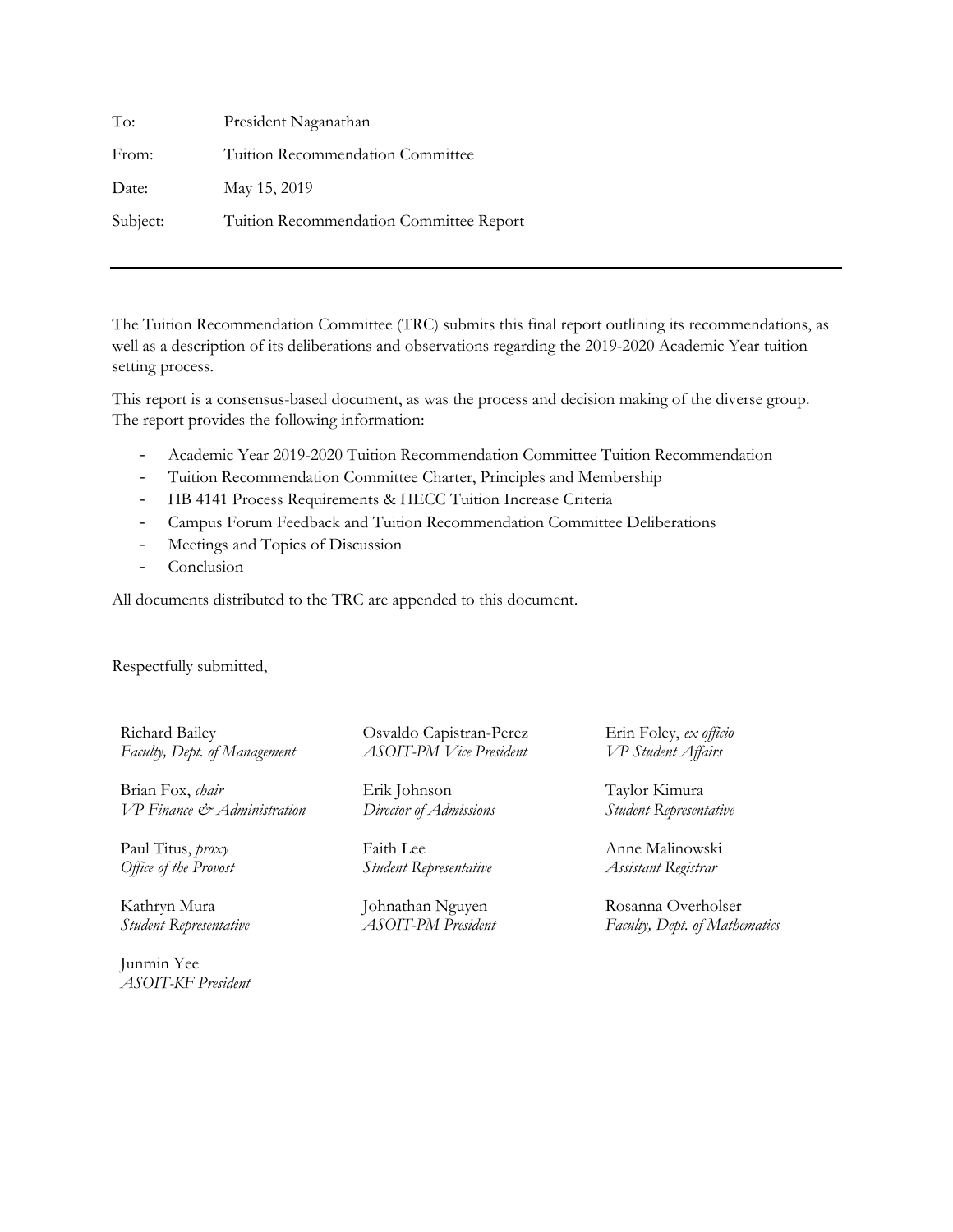To: President Naganathan

From: Tuition Recommendation Committee

Date: May 15, 2019

Subject: Tuition Recommendation Committee Report

---

The Tuition Recommendation Committee (TRC) submits this final report outlining its recommendations, as well as a description of its deliberations and observations regarding the 2019-2020 Academic Year tuition setting process.

This report is a consensus-based document, as was the process and decision making of the diverse group. The report provides the following information:

- Academic Year 2019-2020 Tuition Recommendation Committee Tuition Recommendation
- Tuition Recommendation Committee Charter, Principles and Membership
- HB 4141 Process Requirements & HECC Tuition Increase Criteria
- Campus Forum Feedback and Tuition Recommendation Committee Deliberations
- Meetings and Topics of Discussion
- Conclusion

All documents distributed to the TRC are appended to this document.

Respectfully submitted,

Richard Bailey
*Faculty, Dept. of Management*

Brian Fox, *chair*
*VP Finance & Administration*

Paul Titus, *proxy*
*Office of the Provost*

Kathryn Mura
*Student Representative*

Junmin Yee
*ASOIT-KF President*

Osvaldo Capistran-Perez
*ASOIT-PM Vice President*

Erik Johnson
*Director of Admissions*

Faith Lee
*Student Representative*

Johnathan Nguyen
*ASOIT-PM President*

Erin Foley, *ex officio*
*VP Student Affairs*

Taylor Kimura
*Student Representative*

Anne Malinowski
*Assistant Registrar*

Rosanna Overholser
*Faculty, Dept. of Mathematics*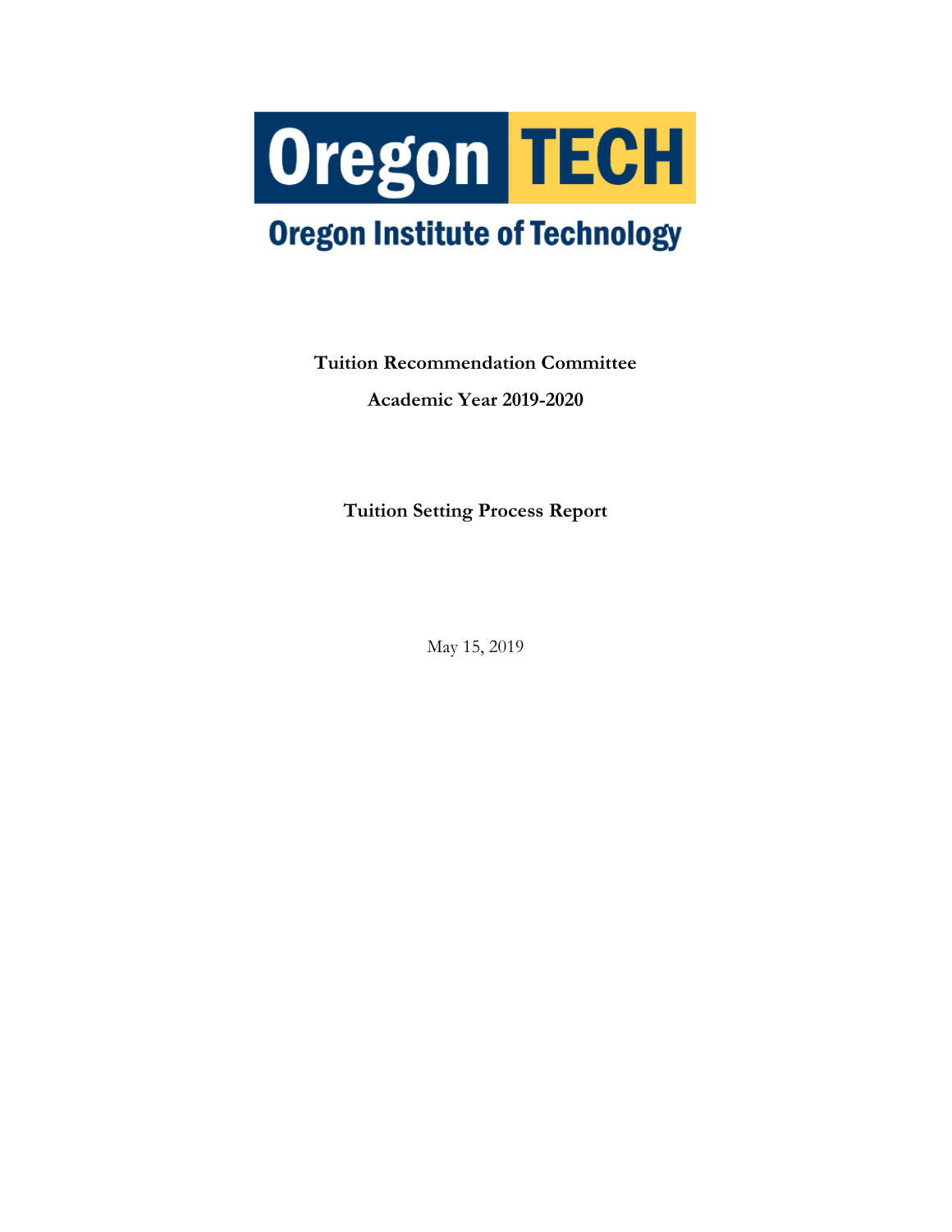**Oregon TECH**

**Oregon Institute of Technology**

**Tuition Recommendation Committee**

**Academic Year 2019-2020**

**Tuition Setting Process Report**

May 15, 2019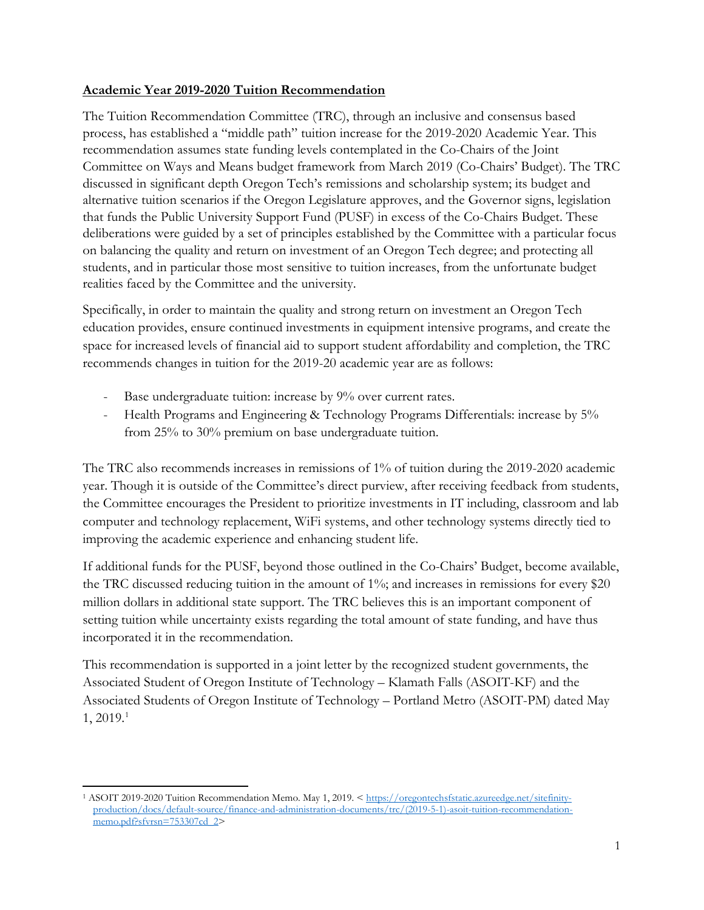**Academic Year 2019-2020 Tuition Recommendation**

The Tuition Recommendation Committee (TRC), through an inclusive and consensus based process, has established a "middle path" tuition increase for the 2019-2020 Academic Year. This recommendation assumes state funding levels contemplated in the Co-Chairs of the Joint Committee on Ways and Means budget framework from March 2019 (Co-Chairs' Budget). The TRC discussed in significant depth Oregon Tech's remissions and scholarship system; its budget and alternative tuition scenarios if the Oregon Legislature approves, and the Governor signs, legislation that funds the Public University Support Fund (PUSF) in excess of the Co-Chairs Budget. These deliberations were guided by a set of principles established by the Committee with a particular focus on balancing the quality and return on investment of an Oregon Tech degree; and protecting all students, and in particular those most sensitive to tuition increases, from the unfortunate budget realities faced by the Committee and the university.

Specifically, in order to maintain the quality and strong return on investment an Oregon Tech education provides, ensure continued investments in equipment intensive programs, and create the space for increased levels of financial aid to support student affordability and completion, the TRC recommends changes in tuition for the 2019-20 academic year are as follows:

- Base undergraduate tuition: increase by 9% over current rates.
- Health Programs and Engineering & Technology Programs Differentials: increase by 5% from 25% to 30% premium on base undergraduate tuition.

The TRC also recommends increases in remissions of 1% of tuition during the 2019-2020 academic year. Though it is outside of the Committee's direct purview, after receiving feedback from students, the Committee encourages the President to prioritize investments in IT including, classroom and lab computer and technology replacement, WiFi systems, and other technology systems directly tied to improving the academic experience and enhancing student life.

If additional funds for the PUSF, beyond those outlined in the Co-Chairs' Budget, become available, the TRC discussed reducing tuition in the amount of 1%; and increases in remissions for every $20 million dollars in additional state support. The TRC believes this is an important component of setting tuition while uncertainty exists regarding the total amount of state funding, and have thus incorporated it in the recommendation.

This recommendation is supported in a joint letter by the recognized student governments, the Associated Student of Oregon Institute of Technology – Klamath Falls (ASOIT-KF) and the Associated Students of Oregon Institute of Technology – Portland Metro (ASOIT-PM) dated May 1, 2019.[1]

---

[1] ASOIT 2019-2020 Tuition Recommendation Memo. May 1, 2019. < https://oregontechsfstatic.azureedge.net/sitefinity-production/docs/default-source/finance-and-administration-documents/trc/(2019-5-1)-asoit-tuition-recommendation-memo.pdf?sfvrsn=753307cd_2>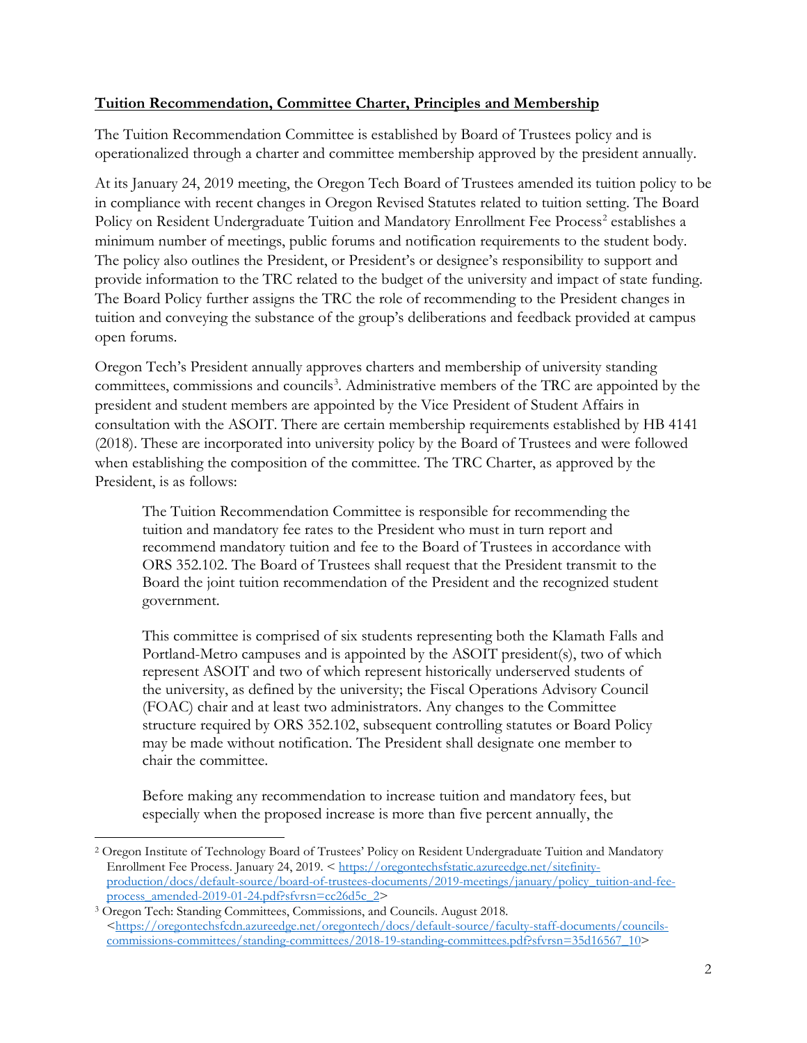**Tuition Recommendation, Committee Charter, Principles and Membership**

The Tuition Recommendation Committee is established by Board of Trustees policy and is operationalized through a charter and committee membership approved by the president annually.

At its January 24, 2019 meeting, the Oregon Tech Board of Trustees amended its tuition policy to be in compliance with recent changes in Oregon Revised Statutes related to tuition setting. The Board Policy on Resident Undergraduate Tuition and Mandatory Enrollment Fee Process[2] establishes a minimum number of meetings, public forums and notification requirements to the student body. The policy also outlines the President, or President's or designee's responsibility to support and provide information to the TRC related to the budget of the university and impact of state funding. The Board Policy further assigns the TRC the role of recommending to the President changes in tuition and conveying the substance of the group's deliberations and feedback provided at campus open forums.

Oregon Tech's President annually approves charters and membership of university standing committees, commissions and councils[3]. Administrative members of the TRC are appointed by the president and student members are appointed by the Vice President of Student Affairs in consultation with the ASOIT. There are certain membership requirements established by HB 4141 (2018). These are incorporated into university policy by the Board of Trustees and were followed when establishing the composition of the committee. The TRC Charter, as approved by the President, is as follows:

> The Tuition Recommendation Committee is responsible for recommending the tuition and mandatory fee rates to the President who must in turn report and recommend mandatory tuition and fee to the Board of Trustees in accordance with ORS 352.102. The Board of Trustees shall request that the President transmit to the Board the joint tuition recommendation of the President and the recognized student government.
>
> This committee is comprised of six students representing both the Klamath Falls and Portland-Metro campuses and is appointed by the ASOIT president(s), two of which represent ASOIT and two of which represent historically underserved students of the university, as defined by the university; the Fiscal Operations Advisory Council (FOAC) chair and at least two administrators. Any changes to the Committee structure required by ORS 352.102, subsequent controlling statutes or Board Policy may be made without notification. The President shall designate one member to chair the committee.
>
> Before making any recommendation to increase tuition and mandatory fees, but especially when the proposed increase is more than five percent annually, the

---

[2] Oregon Institute of Technology Board of Trustees' Policy on Resident Undergraduate Tuition and Mandatory Enrollment Fee Process. January 24, 2019. < https://oregontechsfstatic.azureedge.net/sitefinity-production/docs/default-source/board-of-trustees-documents/2019-meetings/january/policy_tuition-and-fee-process_amended-2019-01-24.pdf?sfvrsn=cc26d5c_2>

[3] Oregon Tech: Standing Committees, Commissions, and Councils. August 2018. <https://oregontechsfcdn.azureedge.net/oregontech/docs/default-source/faculty-staff-documents/councils-commissions-committees/standing-committees/2018-19-standing-committees.pdf?sfvrsn=35d16567_10>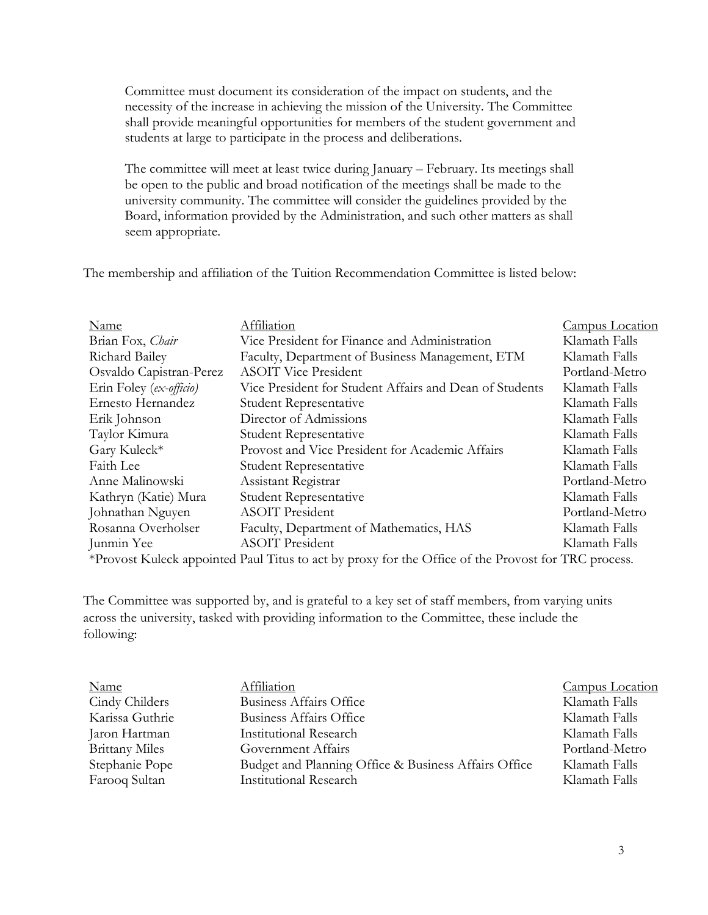Committee must document its consideration of the impact on students, and the necessity of the increase in achieving the mission of the University. The Committee shall provide meaningful opportunities for members of the student government and students at large to participate in the process and deliberations.

The committee will meet at least twice during January – February. Its meetings shall be open to the public and broad notification of the meetings shall be made to the university community. The committee will consider the guidelines provided by the Board, information provided by the Administration, and such other matters as shall seem appropriate.

The membership and affiliation of the Tuition Recommendation Committee is listed below:

| Name | Affiliation | Campus Location |
|---|---|---|
| Brian Fox, *Chair* | Vice President for Finance and Administration | Klamath Falls |
| Richard Bailey | Faculty, Department of Business Management, ETM | Klamath Falls |
| Osvaldo Capistran-Perez | ASOIT Vice President | Portland-Metro |
| Erin Foley (*ex-officio*) | Vice President for Student Affairs and Dean of Students | Klamath Falls |
| Ernesto Hernandez | Student Representative | Klamath Falls |
| Erik Johnson | Director of Admissions | Klamath Falls |
| Taylor Kimura | Student Representative | Klamath Falls |
| Gary Kuleck* | Provost and Vice President for Academic Affairs | Klamath Falls |
| Faith Lee | Student Representative | Klamath Falls |
| Anne Malinowski | Assistant Registrar | Portland-Metro |
| Kathryn (Katie) Mura | Student Representative | Klamath Falls |
| Johnathan Nguyen | ASOIT President | Portland-Metro |
| Rosanna Overholser | Faculty, Department of Mathematics, HAS | Klamath Falls |
| Junmin Yee | ASOIT President | Klamath Falls |

*Provost Kuleck appointed Paul Titus to act by proxy for the Office of the Provost for TRC process.

The Committee was supported by, and is grateful to a key set of staff members, from varying units across the university, tasked with providing information to the Committee, these include the following:

| Name | Affiliation | Campus Location |
|---|---|---|
| Cindy Childers | Business Affairs Office | Klamath Falls |
| Karissa Guthrie | Business Affairs Office | Klamath Falls |
| Jaron Hartman | Institutional Research | Klamath Falls |
| Brittany Miles | Government Affairs | Portland-Metro |
| Stephanie Pope | Budget and Planning Office & Business Affairs Office | Klamath Falls |
| Farooq Sultan | Institutional Research | Klamath Falls |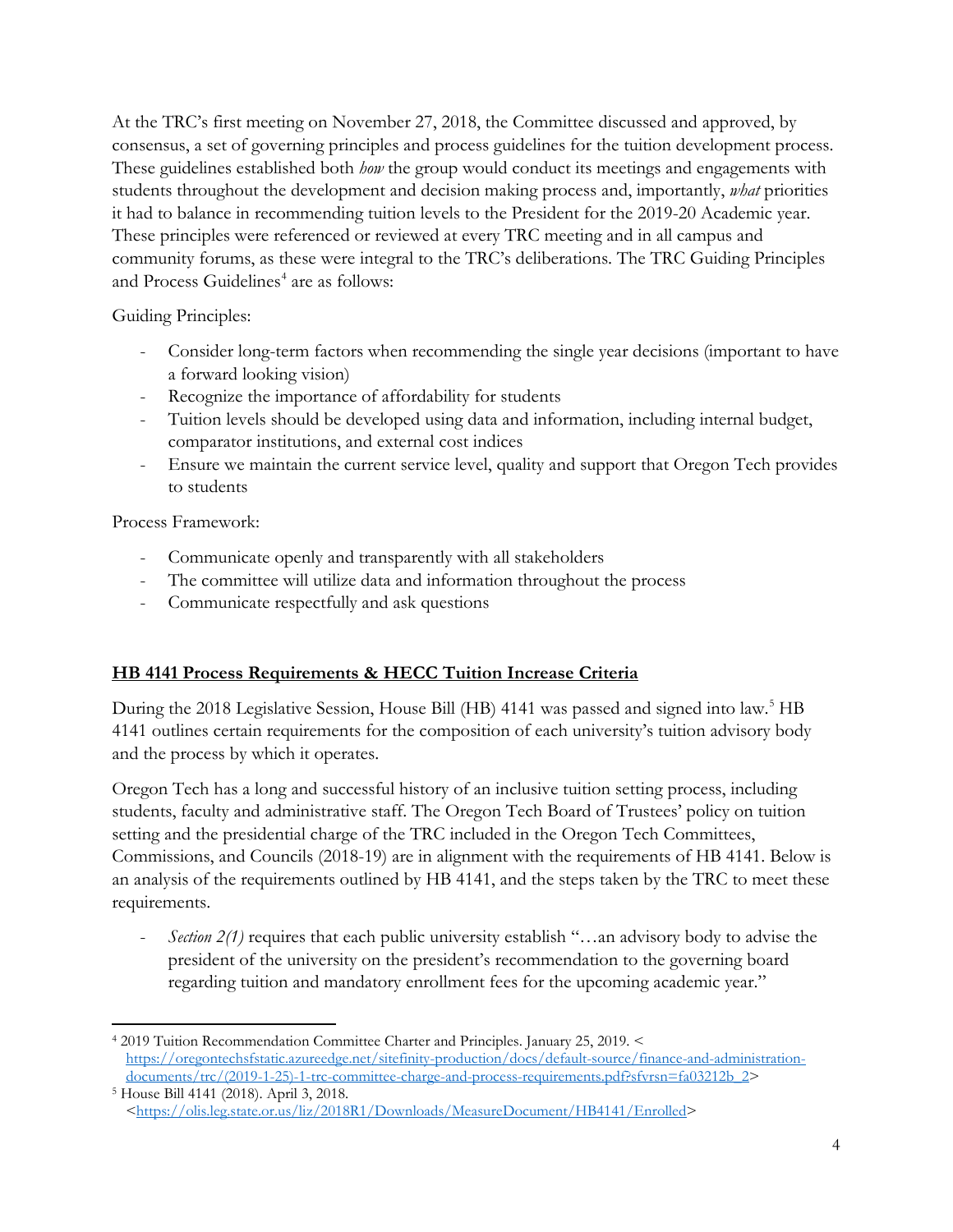At the TRC's first meeting on November 27, 2018, the Committee discussed and approved, by consensus, a set of governing principles and process guidelines for the tuition development process. These guidelines established both *how* the group would conduct its meetings and engagements with students throughout the development and decision making process and, importantly, *what* priorities it had to balance in recommending tuition levels to the President for the 2019-20 Academic year. These principles were referenced or reviewed at every TRC meeting and in all campus and community forums, as these were integral to the TRC's deliberations. The TRC Guiding Principles and Process Guidelines[4] are as follows:

Guiding Principles:

- Consider long-term factors when recommending the single year decisions (important to have a forward looking vision)
- Recognize the importance of affordability for students
- Tuition levels should be developed using data and information, including internal budget, comparator institutions, and external cost indices
- Ensure we maintain the current service level, quality and support that Oregon Tech provides to students

Process Framework:

- Communicate openly and transparently with all stakeholders
- The committee will utilize data and information throughout the process
- Communicate respectfully and ask questions

## HB 4141 Process Requirements & HECC Tuition Increase Criteria

During the 2018 Legislative Session, House Bill (HB) 4141 was passed and signed into law.[5] HB 4141 outlines certain requirements for the composition of each university's tuition advisory body and the process by which it operates.

Oregon Tech has a long and successful history of an inclusive tuition setting process, including students, faculty and administrative staff. The Oregon Tech Board of Trustees' policy on tuition setting and the presidential charge of the TRC included in the Oregon Tech Committees, Commissions, and Councils (2018-19) are in alignment with the requirements of HB 4141. Below is an analysis of the requirements outlined by HB 4141, and the steps taken by the TRC to meet these requirements.

- *Section 2(1)* requires that each public university establish "…an advisory body to advise the president of the university on the president's recommendation to the governing board regarding tuition and mandatory enrollment fees for the upcoming academic year."

---

[4] 2019 Tuition Recommendation Committee Charter and Principles. January 25, 2019. <https://oregontechsfstatic.azureedge.net/sitefinity-production/docs/default-source/finance-and-administration-documents/trc/(2019-1-25)-1-trc-committee-charge-and-process-requirements.pdf?sfvrsn=fa03212b_2>

[5] House Bill 4141 (2018). April 3, 2018. <https://olis.leg.state.or.us/liz/2018R1/Downloads/MeasureDocument/HB4141/Enrolled>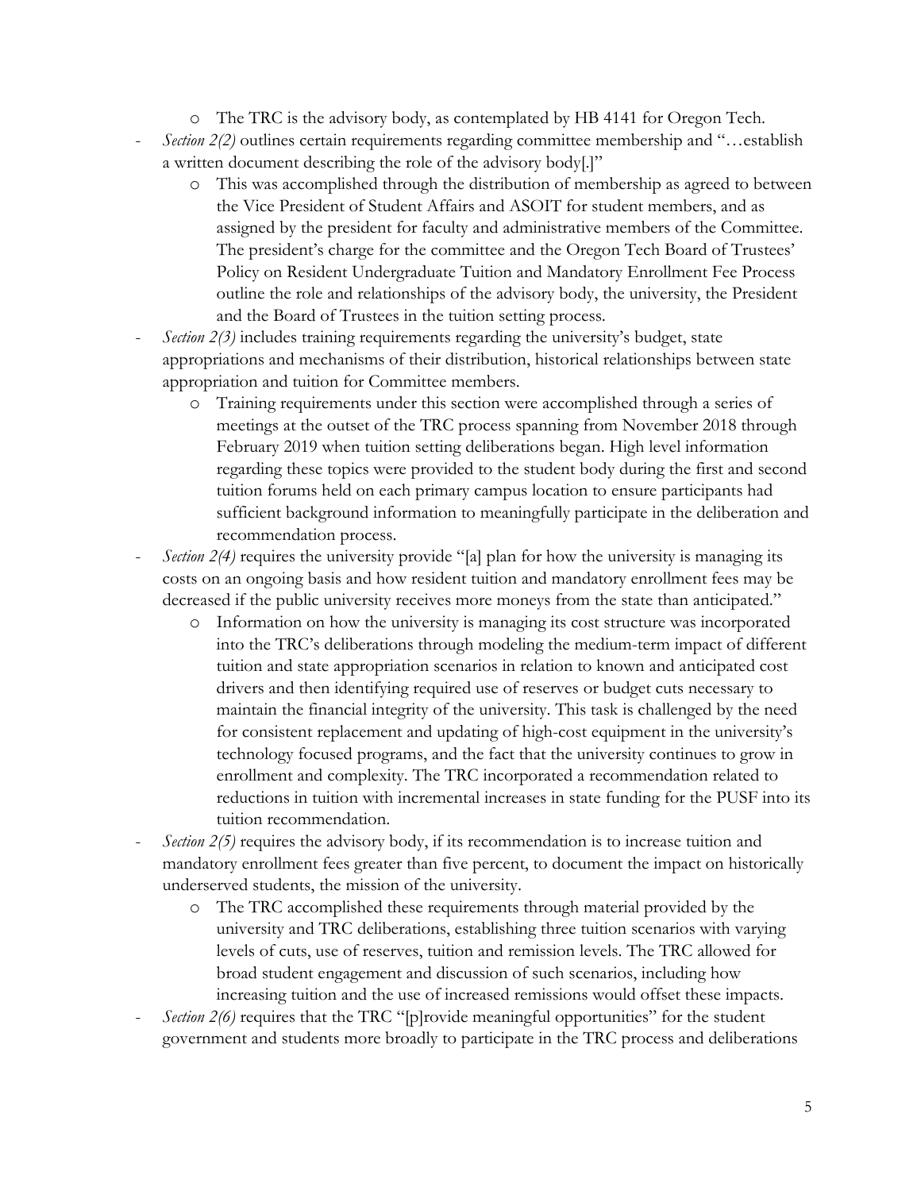- The TRC is the advisory body, as contemplated by HB 4141 for Oregon Tech.
- *Section 2(2)* outlines certain requirements regarding committee membership and "…establish a written document describing the role of the advisory body[.]"
    - This was accomplished through the distribution of membership as agreed to between the Vice President of Student Affairs and ASOIT for student members, and as assigned by the president for faculty and administrative members of the Committee. The president's charge for the committee and the Oregon Tech Board of Trustees' Policy on Resident Undergraduate Tuition and Mandatory Enrollment Fee Process outline the role and relationships of the advisory body, the university, the President and the Board of Trustees in the tuition setting process.
- *Section 2(3)* includes training requirements regarding the university's budget, state appropriations and mechanisms of their distribution, historical relationships between state appropriation and tuition for Committee members.
    - Training requirements under this section were accomplished through a series of meetings at the outset of the TRC process spanning from November 2018 through February 2019 when tuition setting deliberations began. High level information regarding these topics were provided to the student body during the first and second tuition forums held on each primary campus location to ensure participants had sufficient background information to meaningfully participate in the deliberation and recommendation process.
- *Section 2(4)* requires the university provide "[a] plan for how the university is managing its costs on an ongoing basis and how resident tuition and mandatory enrollment fees may be decreased if the public university receives more moneys from the state than anticipated."
    - Information on how the university is managing its cost structure was incorporated into the TRC's deliberations through modeling the medium-term impact of different tuition and state appropriation scenarios in relation to known and anticipated cost drivers and then identifying required use of reserves or budget cuts necessary to maintain the financial integrity of the university. This task is challenged by the need for consistent replacement and updating of high-cost equipment in the university's technology focused programs, and the fact that the university continues to grow in enrollment and complexity. The TRC incorporated a recommendation related to reductions in tuition with incremental increases in state funding for the PUSF into its tuition recommendation.
- *Section 2(5)* requires the advisory body, if its recommendation is to increase tuition and mandatory enrollment fees greater than five percent, to document the impact on historically underserved students, the mission of the university.
    - The TRC accomplished these requirements through material provided by the university and TRC deliberations, establishing three tuition scenarios with varying levels of cuts, use of reserves, tuition and remission levels. The TRC allowed for broad student engagement and discussion of such scenarios, including how increasing tuition and the use of increased remissions would offset these impacts.
- *Section 2(6)* requires that the TRC "[p]rovide meaningful opportunities" for the student government and students more broadly to participate in the TRC process and deliberations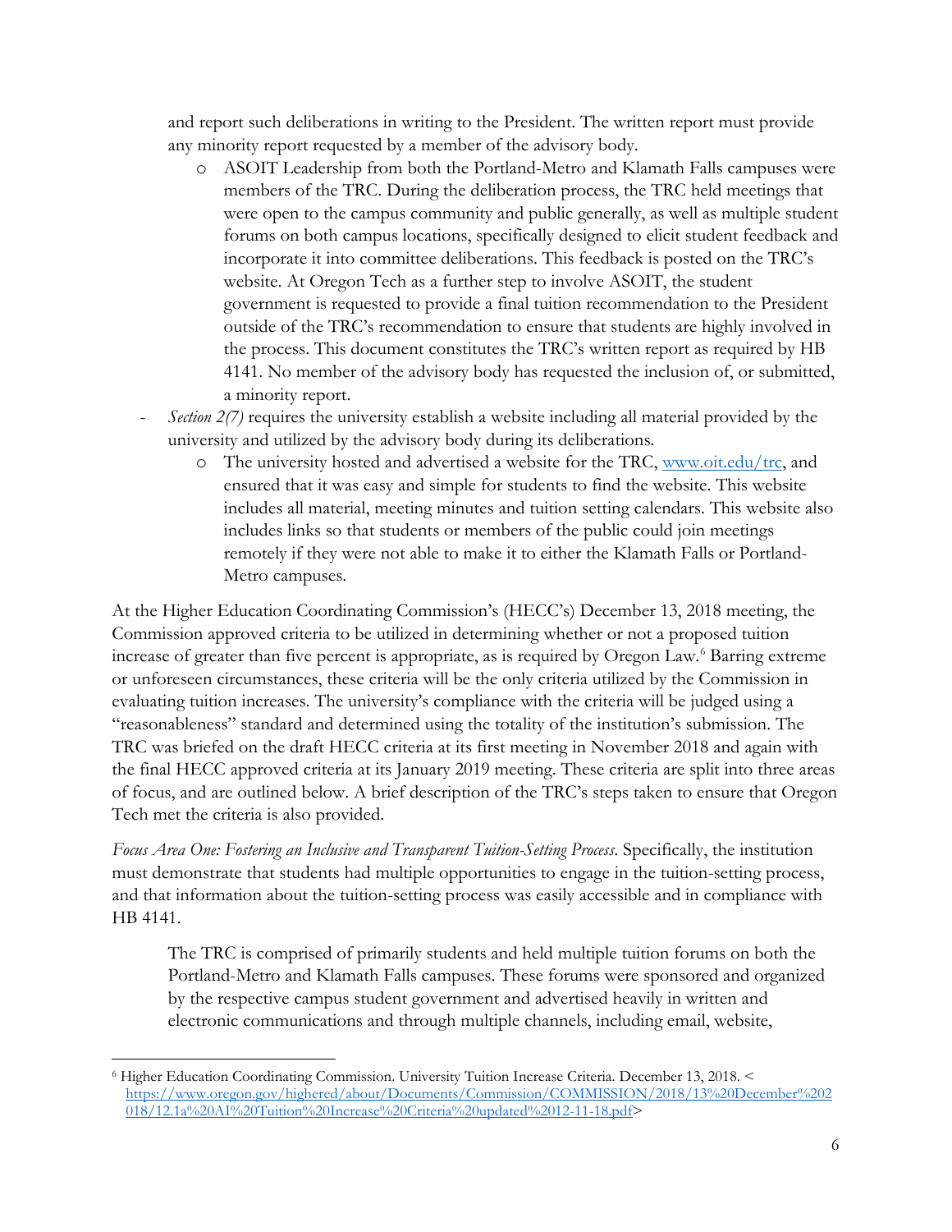and report such deliberations in writing to the President. The written report must provide any minority report requested by a member of the advisory body.

  - ASOIT Leadership from both the Portland-Metro and Klamath Falls campuses were members of the TRC. During the deliberation process, the TRC held meetings that were open to the campus community and public generally, as well as multiple student forums on both campus locations, specifically designed to elicit student feedback and incorporate it into committee deliberations. This feedback is posted on the TRC's website. At Oregon Tech as a further step to involve ASOIT, the student government is requested to provide a final tuition recommendation to the President outside of the TRC's recommendation to ensure that students are highly involved in the process. This document constitutes the TRC's written report as required by HB 4141. No member of the advisory body has requested the inclusion of, or submitted, a minority report.

- *Section 2(7)* requires the university establish a website including all material provided by the university and utilized by the advisory body during its deliberations.
  - The university hosted and advertised a website for the TRC, [www.oit.edu/trc](www.oit.edu/trc), and ensured that it was easy and simple for students to find the website. This website includes all material, meeting minutes and tuition setting calendars. This website also includes links so that students or members of the public could join meetings remotely if they were not able to make it to either the Klamath Falls or Portland-Metro campuses.

At the Higher Education Coordinating Commission's (HECC's) December 13, 2018 meeting, the Commission approved criteria to be utilized in determining whether or not a proposed tuition increase of greater than five percent is appropriate, as is required by Oregon Law.[6] Barring extreme or unforeseen circumstances, these criteria will be the only criteria utilized by the Commission in evaluating tuition increases. The university's compliance with the criteria will be judged using a "reasonableness" standard and determined using the totality of the institution's submission. The TRC was briefed on the draft HECC criteria at its first meeting in November 2018 and again with the final HECC approved criteria at its January 2019 meeting. These criteria are split into three areas of focus, and are outlined below. A brief description of the TRC's steps taken to ensure that Oregon Tech met the criteria is also provided.

*Focus Area One: Fostering an Inclusive and Transparent Tuition-Setting Process*. Specifically, the institution must demonstrate that students had multiple opportunities to engage in the tuition-setting process, and that information about the tuition-setting process was easily accessible and in compliance with HB 4141.

> The TRC is comprised of primarily students and held multiple tuition forums on both the Portland-Metro and Klamath Falls campuses. These forums were sponsored and organized by the respective campus student government and advertised heavily in written and electronic communications and through multiple channels, including email, website,

---

[6] Higher Education Coordinating Commission. University Tuition Increase Criteria. December 13, 2018. <[https://www.oregon.gov/highered/about/Documents/Commission/COMMISSION/2018/13%20December%202018/12.1a%20AI%20Tuition%20Increase%20Criteria%20updated%2012-11-18.pdf](https://www.oregon.gov/highered/about/Documents/Commission/COMMISSION/2018/13%20December%202018/12.1a%20AI%20Tuition%20Increase%20Criteria%20updated%2012-11-18.pdf)>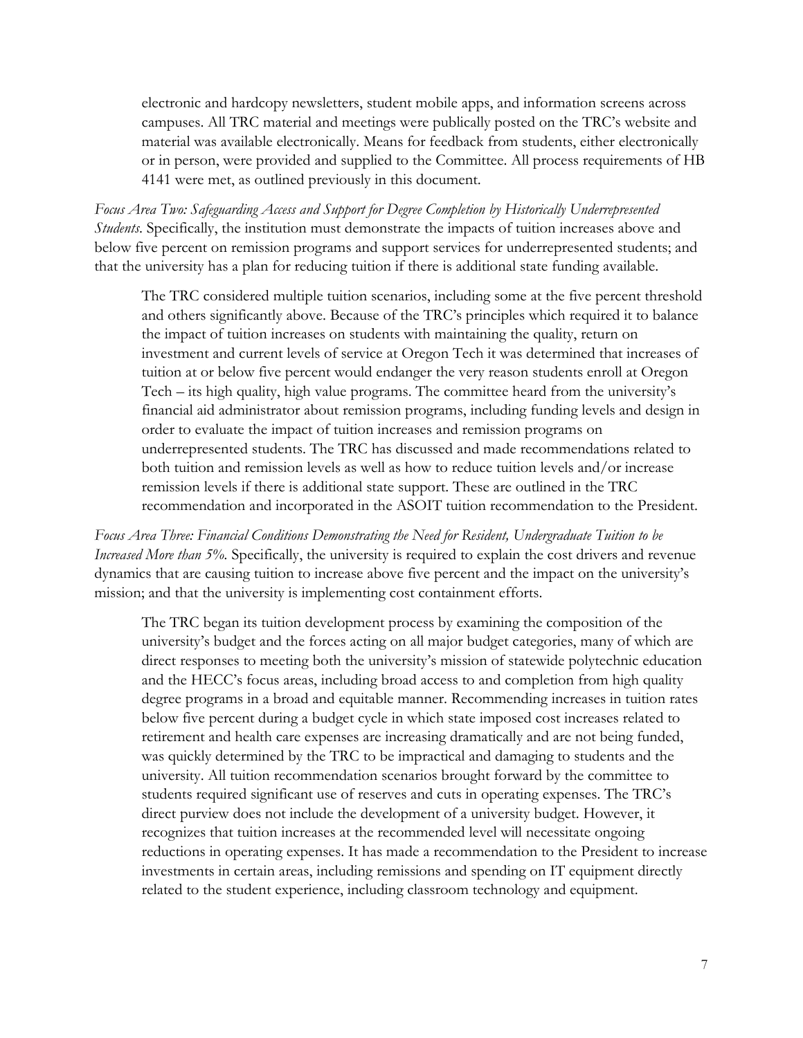electronic and hardcopy newsletters, student mobile apps, and information screens across campuses. All TRC material and meetings were publically posted on the TRC's website and material was available electronically. Means for feedback from students, either electronically or in person, were provided and supplied to the Committee. All process requirements of HB 4141 were met, as outlined previously in this document.

*Focus Area Two: Safeguarding Access and Support for Degree Completion by Historically Underrepresented Students*. Specifically, the institution must demonstrate the impacts of tuition increases above and below five percent on remission programs and support services for underrepresented students; and that the university has a plan for reducing tuition if there is additional state funding available.

The TRC considered multiple tuition scenarios, including some at the five percent threshold and others significantly above. Because of the TRC's principles which required it to balance the impact of tuition increases on students with maintaining the quality, return on investment and current levels of service at Oregon Tech it was determined that increases of tuition at or below five percent would endanger the very reason students enroll at Oregon Tech – its high quality, high value programs. The committee heard from the university's financial aid administrator about remission programs, including funding levels and design in order to evaluate the impact of tuition increases and remission programs on underrepresented students. The TRC has discussed and made recommendations related to both tuition and remission levels as well as how to reduce tuition levels and/or increase remission levels if there is additional state support. These are outlined in the TRC recommendation and incorporated in the ASOIT tuition recommendation to the President.

*Focus Area Three: Financial Conditions Demonstrating the Need for Resident, Undergraduate Tuition to be Increased More than 5%.* Specifically, the university is required to explain the cost drivers and revenue dynamics that are causing tuition to increase above five percent and the impact on the university's mission; and that the university is implementing cost containment efforts.

The TRC began its tuition development process by examining the composition of the university's budget and the forces acting on all major budget categories, many of which are direct responses to meeting both the university's mission of statewide polytechnic education and the HECC's focus areas, including broad access to and completion from high quality degree programs in a broad and equitable manner. Recommending increases in tuition rates below five percent during a budget cycle in which state imposed cost increases related to retirement and health care expenses are increasing dramatically and are not being funded, was quickly determined by the TRC to be impractical and damaging to students and the university. All tuition recommendation scenarios brought forward by the committee to students required significant use of reserves and cuts in operating expenses. The TRC's direct purview does not include the development of a university budget. However, it recognizes that tuition increases at the recommended level will necessitate ongoing reductions in operating expenses. It has made a recommendation to the President to increase investments in certain areas, including remissions and spending on IT equipment directly related to the student experience, including classroom technology and equipment.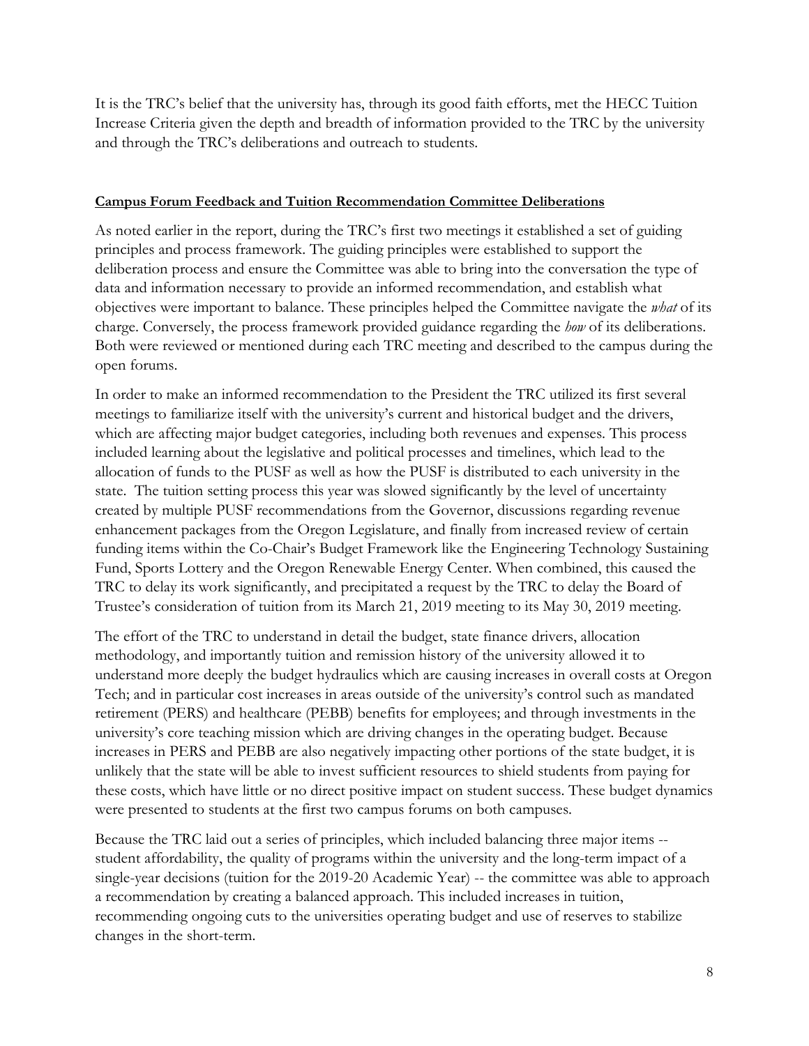It is the TRC's belief that the university has, through its good faith efforts, met the HECC Tuition Increase Criteria given the depth and breadth of information provided to the TRC by the university and through the TRC's deliberations and outreach to students.

**Campus Forum Feedback and Tuition Recommendation Committee Deliberations**

As noted earlier in the report, during the TRC's first two meetings it established a set of guiding principles and process framework. The guiding principles were established to support the deliberation process and ensure the Committee was able to bring into the conversation the type of data and information necessary to provide an informed recommendation, and establish what objectives were important to balance. These principles helped the Committee navigate the *what* of its charge. Conversely, the process framework provided guidance regarding the *how* of its deliberations. Both were reviewed or mentioned during each TRC meeting and described to the campus during the open forums.

In order to make an informed recommendation to the President the TRC utilized its first several meetings to familiarize itself with the university's current and historical budget and the drivers, which are affecting major budget categories, including both revenues and expenses. This process included learning about the legislative and political processes and timelines, which lead to the allocation of funds to the PUSF as well as how the PUSF is distributed to each university in the state. The tuition setting process this year was slowed significantly by the level of uncertainty created by multiple PUSF recommendations from the Governor, discussions regarding revenue enhancement packages from the Oregon Legislature, and finally from increased review of certain funding items within the Co-Chair's Budget Framework like the Engineering Technology Sustaining Fund, Sports Lottery and the Oregon Renewable Energy Center. When combined, this caused the TRC to delay its work significantly, and precipitated a request by the TRC to delay the Board of Trustee's consideration of tuition from its March 21, 2019 meeting to its May 30, 2019 meeting.

The effort of the TRC to understand in detail the budget, state finance drivers, allocation methodology, and importantly tuition and remission history of the university allowed it to understand more deeply the budget hydraulics which are causing increases in overall costs at Oregon Tech; and in particular cost increases in areas outside of the university's control such as mandated retirement (PERS) and healthcare (PEBB) benefits for employees; and through investments in the university's core teaching mission which are driving changes in the operating budget. Because increases in PERS and PEBB are also negatively impacting other portions of the state budget, it is unlikely that the state will be able to invest sufficient resources to shield students from paying for these costs, which have little or no direct positive impact on student success. These budget dynamics were presented to students at the first two campus forums on both campuses.

Because the TRC laid out a series of principles, which included balancing three major items -- student affordability, the quality of programs within the university and the long-term impact of a single-year decisions (tuition for the 2019-20 Academic Year) -- the committee was able to approach a recommendation by creating a balanced approach. This included increases in tuition, recommending ongoing cuts to the universities operating budget and use of reserves to stabilize changes in the short-term.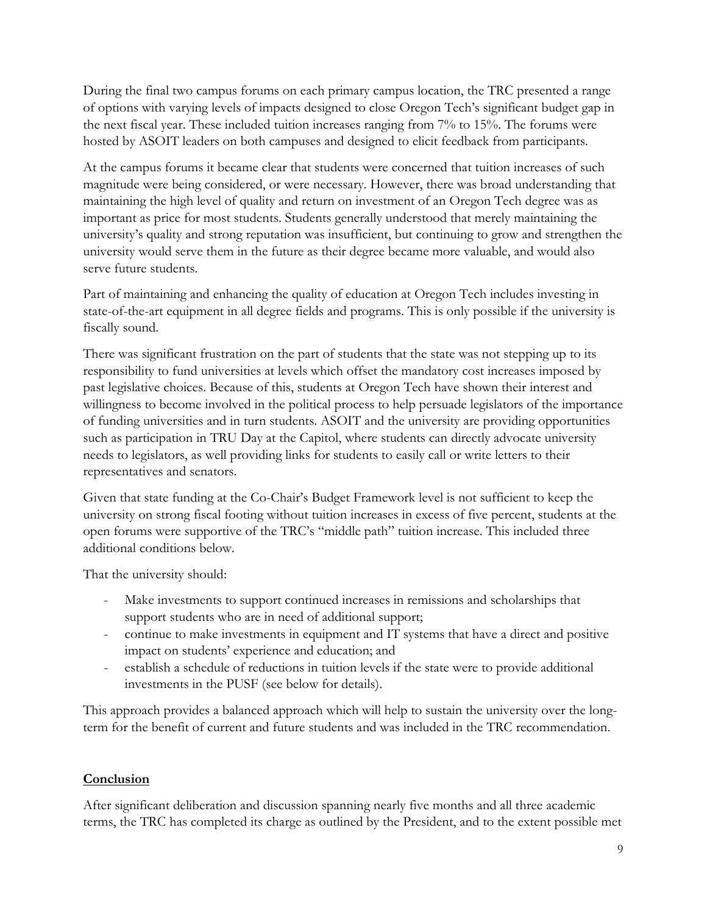During the final two campus forums on each primary campus location, the TRC presented a range of options with varying levels of impacts designed to close Oregon Tech's significant budget gap in the next fiscal year. These included tuition increases ranging from 7% to 15%. The forums were hosted by ASOIT leaders on both campuses and designed to elicit feedback from participants.

At the campus forums it became clear that students were concerned that tuition increases of such magnitude were being considered, or were necessary. However, there was broad understanding that maintaining the high level of quality and return on investment of an Oregon Tech degree was as important as price for most students. Students generally understood that merely maintaining the university's quality and strong reputation was insufficient, but continuing to grow and strengthen the university would serve them in the future as their degree became more valuable, and would also serve future students.

Part of maintaining and enhancing the quality of education at Oregon Tech includes investing in state-of-the-art equipment in all degree fields and programs. This is only possible if the university is fiscally sound.

There was significant frustration on the part of students that the state was not stepping up to its responsibility to fund universities at levels which offset the mandatory cost increases imposed by past legislative choices. Because of this, students at Oregon Tech have shown their interest and willingness to become involved in the political process to help persuade legislators of the importance of funding universities and in turn students. ASOIT and the university are providing opportunities such as participation in TRU Day at the Capitol, where students can directly advocate university needs to legislators, as well providing links for students to easily call or write letters to their representatives and senators.

Given that state funding at the Co-Chair's Budget Framework level is not sufficient to keep the university on strong fiscal footing without tuition increases in excess of five percent, students at the open forums were supportive of the TRC's "middle path" tuition increase. This included three additional conditions below.

That the university should:

- Make investments to support continued increases in remissions and scholarships that support students who are in need of additional support;
- continue to make investments in equipment and IT systems that have a direct and positive impact on students' experience and education; and
- establish a schedule of reductions in tuition levels if the state were to provide additional investments in the PUSF (see below for details).

This approach provides a balanced approach which will help to sustain the university over the long-term for the benefit of current and future students and was included in the TRC recommendation.

## Conclusion

After significant deliberation and discussion spanning nearly five months and all three academic terms, the TRC has completed its charge as outlined by the President, and to the extent possible met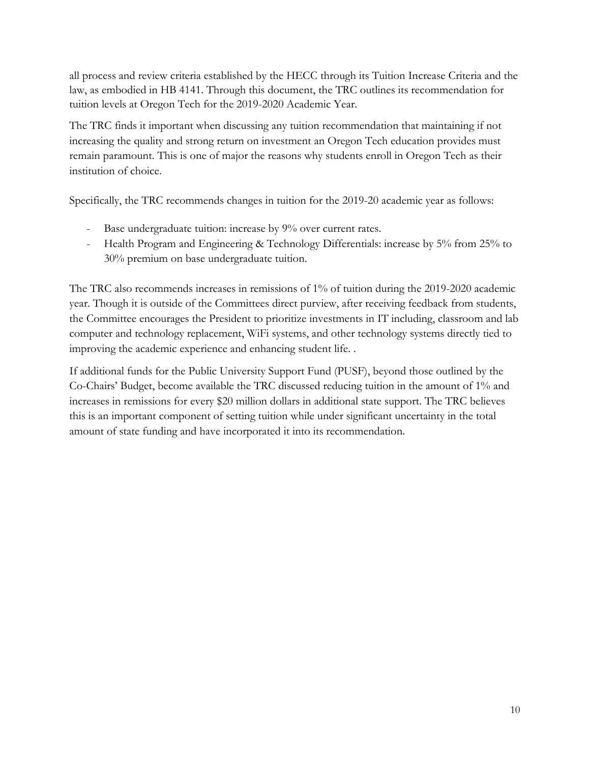all process and review criteria established by the HECC through its Tuition Increase Criteria and the law, as embodied in HB 4141. Through this document, the TRC outlines its recommendation for tuition levels at Oregon Tech for the 2019-2020 Academic Year.

The TRC finds it important when discussing any tuition recommendation that maintaining if not increasing the quality and strong return on investment an Oregon Tech education provides must remain paramount. This is one of major the reasons why students enroll in Oregon Tech as their institution of choice.

Specifically, the TRC recommends changes in tuition for the 2019-20 academic year as follows:

- Base undergraduate tuition: increase by 9% over current rates.
- Health Program and Engineering & Technology Differentials: increase by 5% from 25% to 30% premium on base undergraduate tuition.

The TRC also recommends increases in remissions of 1% of tuition during the 2019-2020 academic year. Though it is outside of the Committees direct purview, after receiving feedback from students, the Committee encourages the President to prioritize investments in IT including, classroom and lab computer and technology replacement, WiFi systems, and other technology systems directly tied to improving the academic experience and enhancing student life. .

If additional funds for the Public University Support Fund (PUSF), beyond those outlined by the Co-Chairs' Budget, become available the TRC discussed reducing tuition in the amount of 1% and increases in remissions for every $20 million dollars in additional state support. The TRC believes this is an important component of setting tuition while under significant uncertainty in the total amount of state funding and have incorporated it into its recommendation.